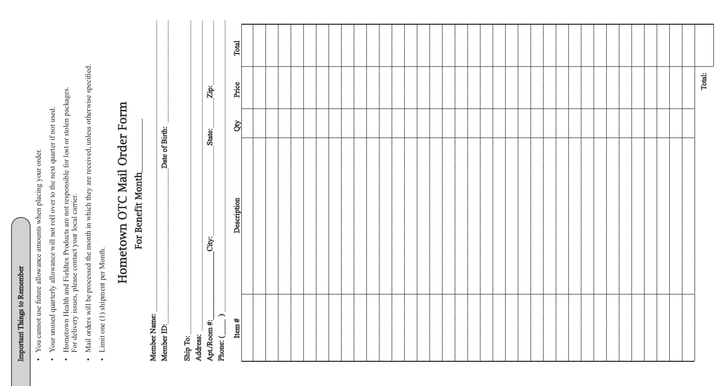**Important Things to Remember**

- You cannot use future allowance amounts when placing your order.
- Your unused quarterly allowance will not roll over to the next quarter if not used.
- Hometown Health and Fieldtex Products are not responsible for lost or stolen packages. For delivery issues, please contact your local carrier.
- Mail orders will be processed the month in which they are received, unless otherwise specified.
- Limit one (1) shipment per Month.

# Hometown OTC Mail Order Form

## For Benefit Month\_\_\_\_\_\_\_\_

Member Name: \_\_\_\_\_\_\_\_\_\_\_\_\_\_\_\_\_\_\_\_\_\_\_\_\_\_\_\_\_\_\_\_

Member ID: \_\_\_\_\_\_\_\_\_\_\_\_\_\_\_\_ Date of Birth: \_\_\_\_\_\_\_\_\_\_\_\_\_\_\_\_

Ship To: \_\_\_\_\_\_\_\_\_\_\_\_\_\_\_\_\_\_\_\_\_\_\_\_\_\_\_\_\_\_\_\_

Address: \_\_\_\_\_\_\_\_\_\_\_\_\_\_\_\_\_\_\_\_\_\_\_\_\_\_\_\_\_\_\_\_

Apt./Room #: \_\_\_\_\_\_\_\_ City: \_\_\_\_\_\_\_\_\_\_\_\_\_\_\_\_ State: \_\_\_\_\_\_\_\_ Zip: \_\_\_\_\_\_\_\_

Phone: (\_\_\_\_) \_\_\_\_\_\_\_\_\_\_\_\_\_\_\_\_

| Item # | Description | Qty | Price | Total |
|---|---|---|---|---|
| | | | | |
| | | | | |
| | | | | |
| | | | | |
| | | | | |
| | | | | |
| | | | | |
| | | | | |
| | | | | |
| | | | | |
| | | | | |
| | | | | |
| | | | | |
| | | | | |
| | | | | |
| | | | | |
| | | | | |
| | | | | |
| | | | | |
| | | | | |
| | | | | |
| | | | | |
| | | | | |
| | | | | |
| | | | | |
| | | | | |
| | | | | |
| | | | | |
| | | | | |
| | | | | |
| | | | | |
| | | | | |
| | | | | |
| | | | | |
| | | | | |
| | | | | |
| | | | Total: | |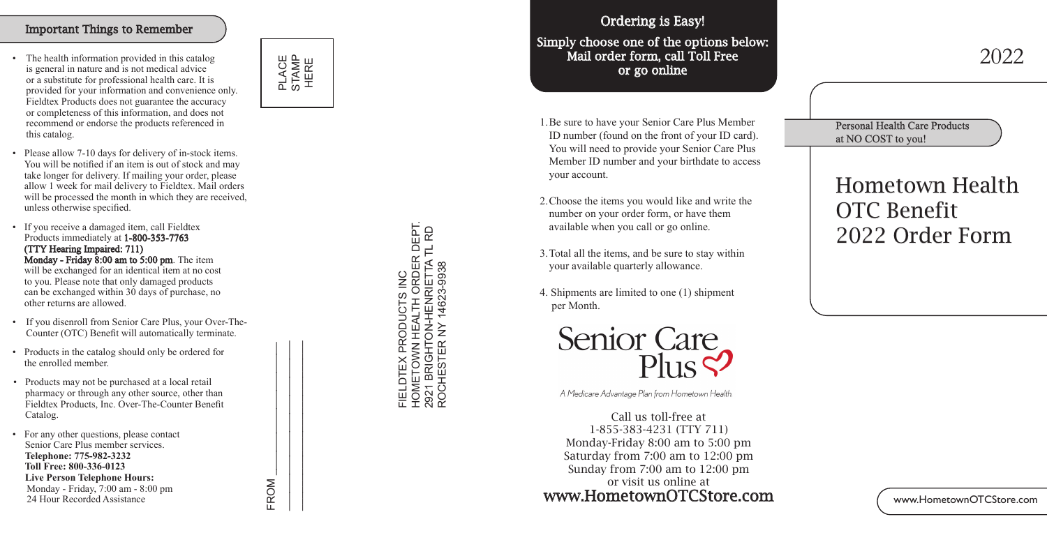## Important Things to Remember

- The health information provided in this catalog is general in nature and is not medical advice or a substitute for professional health care. It is provided for your information and convenience only. Fieldtex Products does not guarantee the accuracy or completeness of this information, and does not recommend or endorse the products referenced in this catalog.
- Please allow 7-10 days for delivery of in-stock items. You will be notified if an item is out of stock and may take longer for delivery. If mailing your order, please allow 1 week for mail delivery to Fieldtex. Mail orders will be processed the month in which they are received, unless otherwise specified.
- If you receive a damaged item, call Fieldtex Products immediately at **1-800-353-7763** **(TTY Hearing Impaired: 711)** **Monday - Friday 8:00 am to 5:00 pm**. The item will be exchanged for an identical item at no cost to you. Please note that only damaged products can be exchanged within 30 days of purchase, no other returns are allowed.
- If you disenroll from Senior Care Plus, your Over-The-Counter (OTC) Benefit will automatically terminate.
- Products in the catalog should only be ordered for the enrolled member.
- Products may not be purchased at a local retail pharmacy or through any other source, other than Fieldtex Products, Inc. Over-The-Counter Benefit Catalog.
- For any other questions, please contact Senior Care Plus member services.
  **Telephone: 775-982-3232**
  **Toll Free: 800-336-0123**
  **Live Person Telephone Hours:**
  Monday - Friday, 7:00 am - 8:00 pm
  24 Hour Recorded Assistance

PLACE STAMP HERE

FROM ____________________

FIELDTEX PRODUCTS INC
HOMETOWN HEALTH ORDER DEPT.
2921 BRIGHTON-HENRIETTA TL RD
ROCHESTER NY 14623-9938

## Ordering is Easy!

**Simply choose one of the options below: Mail order form, call Toll Free or go online**

1. Be sure to have your Senior Care Plus Member ID number (found on the front of your ID card). You will need to provide your Senior Care Plus Member ID number and your birthdate to access your account.
2. Choose the items you would like and write the number on your order form, or have them available when you call or go online.
3. Total all the items, and be sure to stay within your available quarterly allowance.
4. Shipments are limited to one (1) shipment per Month.

Senior Care Plus

*A Medicare Advantage Plan from Hometown Health.*

Call us toll-free at
1-855-383-4231 (TTY 711)
Monday-Friday 8:00 am to 5:00 pm
Saturday from 7:00 am to 12:00 pm
Sunday from 7:00 am to 12:00 pm
or visit us online at
**www.HometownOTCStore.com**

2022

Personal Health Care Products at NO COST to you!

# Hometown Health OTC Benefit 2022 Order Form

www.HometownOTCStore.com